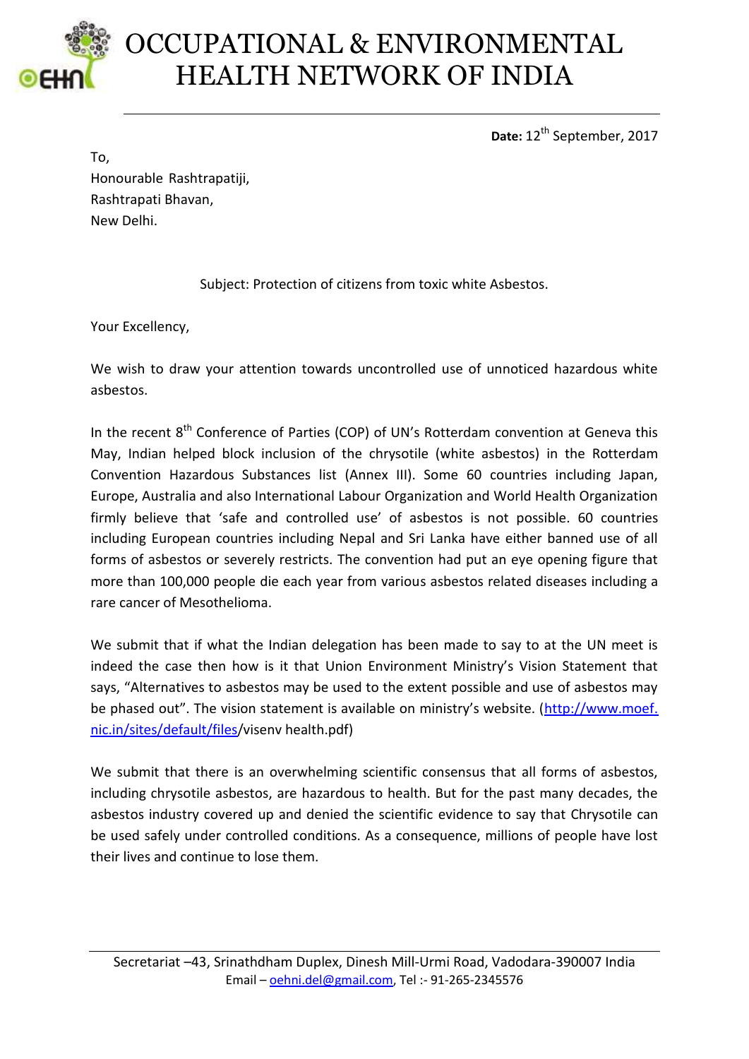# OCCUPATIONAL & ENVIRONMENTAL HEALTH NETWORK OF INDIA

**Date:** 12th September, 2017

To,
Honourable Rashtrapatiji,
Rashtrapati Bhavan,
New Delhi.

Subject: Protection of citizens from toxic white Asbestos.

Your Excellency,

We wish to draw your attention towards uncontrolled use of unnoticed hazardous white asbestos.

In the recent 8th Conference of Parties (COP) of UN's Rotterdam convention at Geneva this May, Indian helped block inclusion of the chrysotile (white asbestos) in the Rotterdam Convention Hazardous Substances list (Annex III). Some 60 countries including Japan, Europe, Australia and also International Labour Organization and World Health Organization firmly believe that 'safe and controlled use' of asbestos is not possible. 60 countries including European countries including Nepal and Sri Lanka have either banned use of all forms of asbestos or severely restricts. The convention had put an eye opening figure that more than 100,000 people die each year from various asbestos related diseases including a rare cancer of Mesothelioma.

We submit that if what the Indian delegation has been made to say to at the UN meet is indeed the case then how is it that Union Environment Ministry's Vision Statement that says, "Alternatives to asbestos may be used to the extent possible and use of asbestos may be phased out". The vision statement is available on ministry's website. (http://www.moef.nic.in/sites/default/files/visenv health.pdf)

We submit that there is an overwhelming scientific consensus that all forms of asbestos, including chrysotile asbestos, are hazardous to health. But for the past many decades, the asbestos industry covered up and denied the scientific evidence to say that Chrysotile can be used safely under controlled conditions. As a consequence, millions of people have lost their lives and continue to lose them.

Secretariat –43, Srinathdham Duplex, Dinesh Mill-Urmi Road, Vadodara-390007 India
Email – oehni.del@gmail.com, Tel :- 91-265-2345576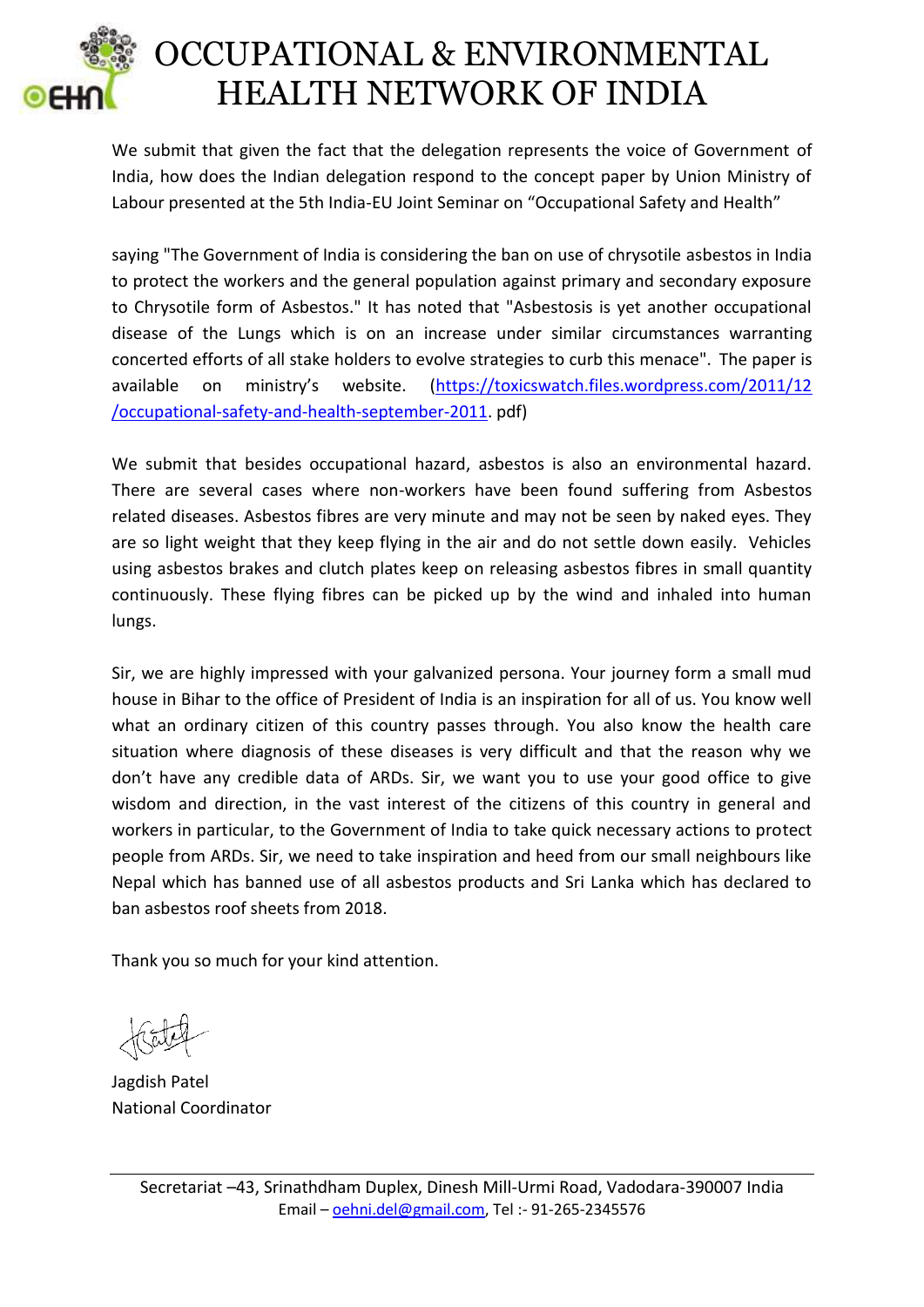# OCCUPATIONAL & ENVIRONMENTAL HEALTH NETWORK OF INDIA

We submit that given the fact that the delegation represents the voice of Government of India, how does the Indian delegation respond to the concept paper by Union Ministry of Labour presented at the 5th India-EU Joint Seminar on "Occupational Safety and Health"

saying "The Government of India is considering the ban on use of chrysotile asbestos in India to protect the workers and the general population against primary and secondary exposure to Chrysotile form of Asbestos." It has noted that "Asbestosis is yet another occupational disease of the Lungs which is on an increase under similar circumstances warranting concerted efforts of all stake holders to evolve strategies to curb this menace". The paper is available on ministry's website. (https://toxicswatch.files.wordpress.com/2011/12/occupational-safety-and-health-september-2011. pdf)

We submit that besides occupational hazard, asbestos is also an environmental hazard. There are several cases where non-workers have been found suffering from Asbestos related diseases. Asbestos fibres are very minute and may not be seen by naked eyes. They are so light weight that they keep flying in the air and do not settle down easily. Vehicles using asbestos brakes and clutch plates keep on releasing asbestos fibres in small quantity continuously. These flying fibres can be picked up by the wind and inhaled into human lungs.

Sir, we are highly impressed with your galvanized persona. Your journey form a small mud house in Bihar to the office of President of India is an inspiration for all of us. You know well what an ordinary citizen of this country passes through. You also know the health care situation where diagnosis of these diseases is very difficult and that the reason why we don't have any credible data of ARDs. Sir, we want you to use your good office to give wisdom and direction, in the vast interest of the citizens of this country in general and workers in particular, to the Government of India to take quick necessary actions to protect people from ARDs. Sir, we need to take inspiration and heed from our small neighbours like Nepal which has banned use of all asbestos products and Sri Lanka which has declared to ban asbestos roof sheets from 2018.

Thank you so much for your kind attention.

Jagdish Patel
National Coordinator

Secretariat –43, Srinathdham Duplex, Dinesh Mill-Urmi Road, Vadodara-390007 India
Email – oehni.del@gmail.com, Tel :- 91-265-2345576